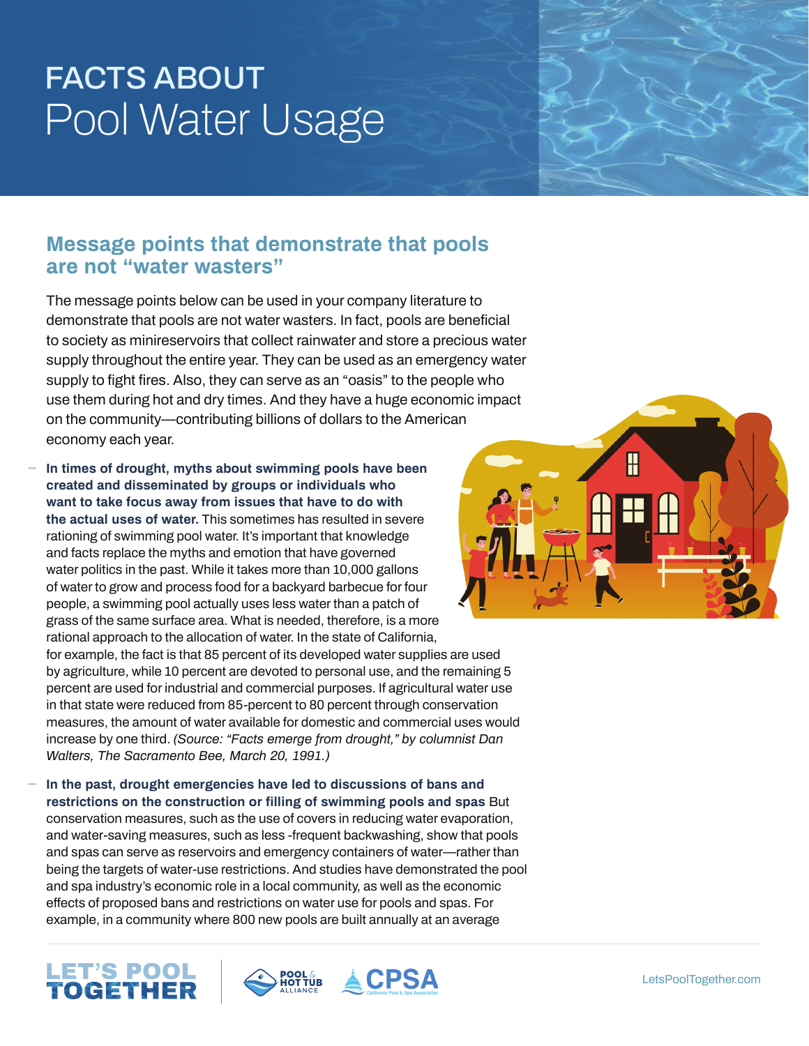# FACTS ABOUT Pool Water Usage

## Message points that demonstrate that pools are not "water wasters"

The message points below can be used in your company literature to demonstrate that pools are not water wasters. In fact, pools are beneficial to society as minireservoirs that collect rainwater and store a precious water supply throughout the entire year. They can be used as an emergency water supply to fight fires. Also, they can serve as an "oasis" to the people who use them during hot and dry times. And they have a huge economic impact on the community—contributing billions of dollars to the American economy each year.

- **In times of drought, myths about swimming pools have been created and disseminated by groups or individuals who want to take focus away from issues that have to do with the actual uses of water.** This sometimes has resulted in severe rationing of swimming pool water. It's important that knowledge and facts replace the myths and emotion that have governed water politics in the past. While it takes more than 10,000 gallons of water to grow and process food for a backyard barbecue for four people, a swimming pool actually uses less water than a patch of grass of the same surface area. What is needed, therefore, is a more rational approach to the allocation of water. In the state of California, for example, the fact is that 85 percent of its developed water supplies are used by agriculture, while 10 percent are devoted to personal use, and the remaining 5 percent are used for industrial and commercial purposes. If agricultural water use in that state were reduced from 85-percent to 80 percent through conservation measures, the amount of water available for domestic and commercial uses would increase by one third. *(Source: "Facts emerge from drought," by columnist Dan Walters, The Sacramento Bee, March 20, 1991.)*

- **In the past, drought emergencies have led to discussions of bans and restrictions on the construction or filling of swimming pools and spas** But conservation measures, such as the use of covers in reducing water evaporation, and water-saving measures, such as less -frequent backwashing, show that pools and spas can serve as reservoirs and emergency containers of water—rather than being the targets of water-use restrictions. And studies have demonstrated the pool and spa industry's economic role in a local community, as well as the economic effects of proposed bans and restrictions on water use for pools and spas. For example, in a community where 800 new pools are built annually at an average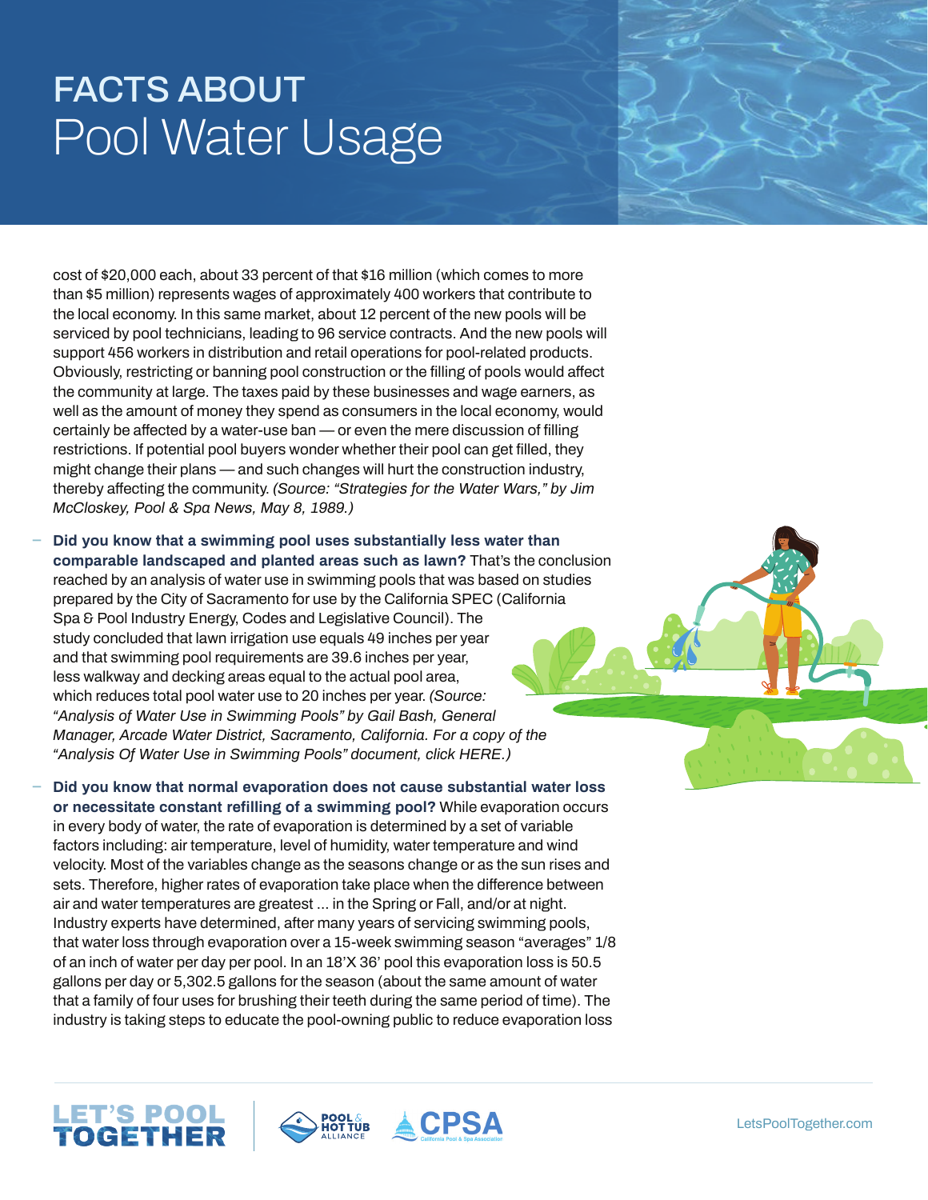# FACTS ABOUT Pool Water Usage

cost of $20,000 each, about 33 percent of that $16 million (which comes to more than $5 million) represents wages of approximately 400 workers that contribute to the local economy. In this same market, about 12 percent of the new pools will be serviced by pool technicians, leading to 96 service contracts. And the new pools will support 456 workers in distribution and retail operations for pool-related products. Obviously, restricting or banning pool construction or the filling of pools would affect the community at large. The taxes paid by these businesses and wage earners, as well as the amount of money they spend as consumers in the local economy, would certainly be affected by a water-use ban — or even the mere discussion of filling restrictions. If potential pool buyers wonder whether their pool can get filled, they might change their plans — and such changes will hurt the construction industry, thereby affecting the community. *(Source: "Strategies for the Water Wars," by Jim McCloskey, Pool & Spa News, May 8, 1989.)*

- **Did you know that a swimming pool uses substantially less water than comparable landscaped and planted areas such as lawn?** That's the conclusion reached by an analysis of water use in swimming pools that was based on studies prepared by the City of Sacramento for use by the California SPEC (California Spa & Pool Industry Energy, Codes and Legislative Council). The study concluded that lawn irrigation use equals 49 inches per year and that swimming pool requirements are 39.6 inches per year, less walkway and decking areas equal to the actual pool area, which reduces total pool water use to 20 inches per year. *(Source: "Analysis of Water Use in Swimming Pools" by Gail Bash, General Manager, Arcade Water District, Sacramento, California. For a copy of the "Analysis Of Water Use in Swimming Pools" document, click HERE.)*

- **Did you know that normal evaporation does not cause substantial water loss or necessitate constant refilling of a swimming pool?** While evaporation occurs in every body of water, the rate of evaporation is determined by a set of variable factors including: air temperature, level of humidity, water temperature and wind velocity. Most of the variables change as the seasons change or as the sun rises and sets. Therefore, higher rates of evaporation take place when the difference between air and water temperatures are greatest ... in the Spring or Fall, and/or at night. Industry experts have determined, after many years of servicing swimming pools, that water loss through evaporation over a 15-week swimming season "averages" 1/8 of an inch of water per day per pool. In an 18'X 36' pool this evaporation loss is 50.5 gallons per day or 5,302.5 gallons for the season (about the same amount of water that a family of four uses for brushing their teeth during the same period of time). The industry is taking steps to educate the pool-owning public to reduce evaporation loss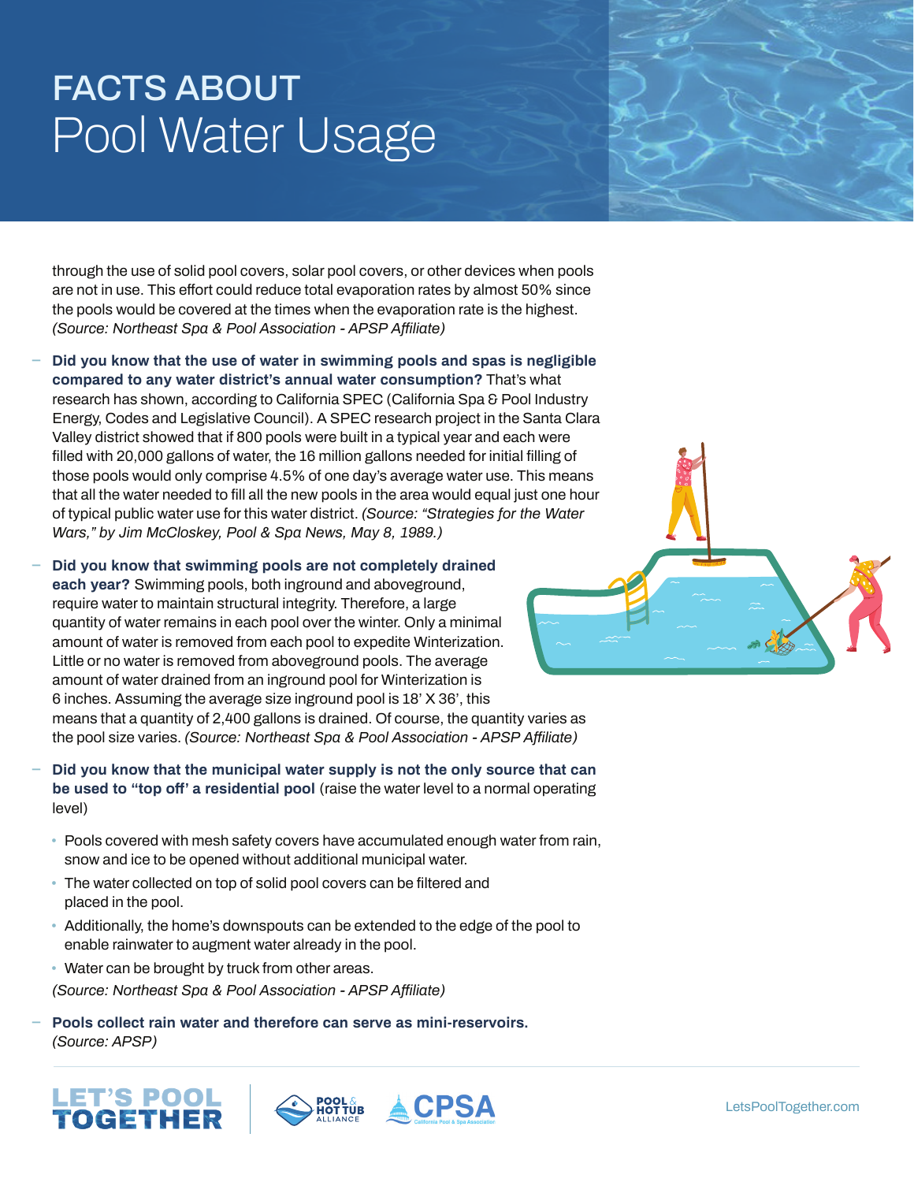# FACTS ABOUT Pool Water Usage

through the use of solid pool covers, solar pool covers, or other devices when pools are not in use. This effort could reduce total evaporation rates by almost 50% since the pools would be covered at the times when the evaporation rate is the highest. *(Source: Northeast Spa & Pool Association - APSP Affiliate)*

- **Did you know that the use of water in swimming pools and spas is negligible compared to any water district's annual water consumption?** That's what research has shown, according to California SPEC (California Spa & Pool Industry Energy, Codes and Legislative Council). A SPEC research project in the Santa Clara Valley district showed that if 800 pools were built in a typical year and each were filled with 20,000 gallons of water, the 16 million gallons needed for initial filling of those pools would only comprise 4.5% of one day's average water use. This means that all the water needed to fill all the new pools in the area would equal just one hour of typical public water use for this water district. *(Source: "Strategies for the Water Wars," by Jim McCloskey, Pool & Spa News, May 8, 1989.)*

- **Did you know that swimming pools are not completely drained each year?** Swimming pools, both inground and aboveground, require water to maintain structural integrity. Therefore, a large quantity of water remains in each pool over the winter. Only a minimal amount of water is removed from each pool to expedite Winterization. Little or no water is removed from aboveground pools. The average amount of water drained from an inground pool for Winterization is 6 inches. Assuming the average size inground pool is 18' X 36', this means that a quantity of 2,400 gallons is drained. Of course, the quantity varies as the pool size varies. *(Source: Northeast Spa & Pool Association - APSP Affiliate)*

- **Did you know that the municipal water supply is not the only source that can be used to "top off" a residential pool** (raise the water level to a normal operating level)

  - Pools covered with mesh safety covers have accumulated enough water from rain, snow and ice to be opened without additional municipal water.
  - The water collected on top of solid pool covers can be filtered and placed in the pool.
  - Additionally, the home's downspouts can be extended to the edge of the pool to enable rainwater to augment water already in the pool.
  - Water can be brought by truck from other areas.

  *(Source: Northeast Spa & Pool Association - APSP Affiliate)*

- **Pools collect rain water and therefore can serve as mini-reservoirs.** *(Source: APSP)*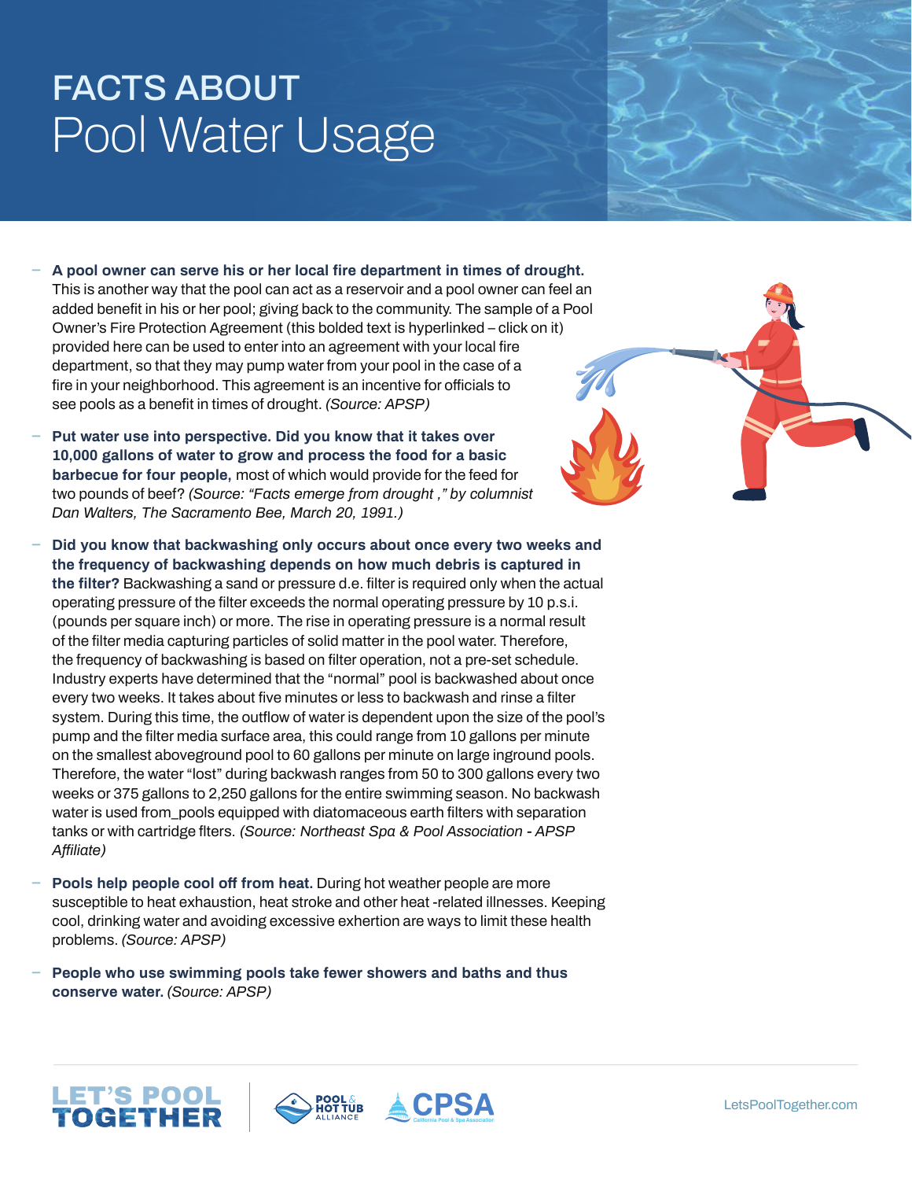# FACTS ABOUT Pool Water Usage

- **A pool owner can serve his or her local fire department in times of drought.** This is another way that the pool can act as a reservoir and a pool owner can feel an added benefit in his or her pool; giving back to the community. The sample of a Pool Owner's Fire Protection Agreement (this bolded text is hyperlinked – click on it) provided here can be used to enter into an agreement with your local fire department, so that they may pump water from your pool in the case of a fire in your neighborhood. This agreement is an incentive for officials to see pools as a benefit in times of drought. *(Source: APSP)*

- **Put water use into perspective. Did you know that it takes over 10,000 gallons of water to grow and process the food for a basic barbecue for four people,** most of which would provide for the feed for two pounds of beef? *(Source: "Facts emerge from drought ," by columnist Dan Walters, The Sacramento Bee, March 20, 1991.)*

- **Did you know that backwashing only occurs about once every two weeks and the frequency of backwashing depends on how much debris is captured in the filter?** Backwashing a sand or pressure d.e. filter is required only when the actual operating pressure of the filter exceeds the normal operating pressure by 10 p.s.i. (pounds per square inch) or more. The rise in operating pressure is a normal result of the filter media capturing particles of solid matter in the pool water. Therefore, the frequency of backwashing is based on filter operation, not a pre-set schedule. Industry experts have determined that the "normal" pool is backwashed about once every two weeks. It takes about five minutes or less to backwash and rinse a filter system. During this time, the outflow of water is dependent upon the size of the pool's pump and the filter media surface area, this could range from 10 gallons per minute on the smallest aboveground pool to 60 gallons per minute on large inground pools. Therefore, the water "lost" during backwash ranges from 50 to 300 gallons every two weeks or 375 gallons to 2,250 gallons for the entire swimming season. No backwash water is used from_pools equipped with diatomaceous earth filters with separation tanks or with cartridge flters. *(Source: Northeast Spa & Pool Association - APSP Affiliate)*

- **Pools help people cool off from heat.** During hot weather people are more susceptible to heat exhaustion, heat stroke and other heat -related illnesses. Keeping cool, drinking water and avoiding excessive exhertion are ways to limit these health problems. *(Source: APSP)*

- **People who use swimming pools take fewer showers and baths and thus conserve water.** *(Source: APSP)*

LET'S POOL TOGETHER | POOL & HOT TUB ALLIANCE | CPSA California Pool & Spa Association

LetsPoolTogether.com